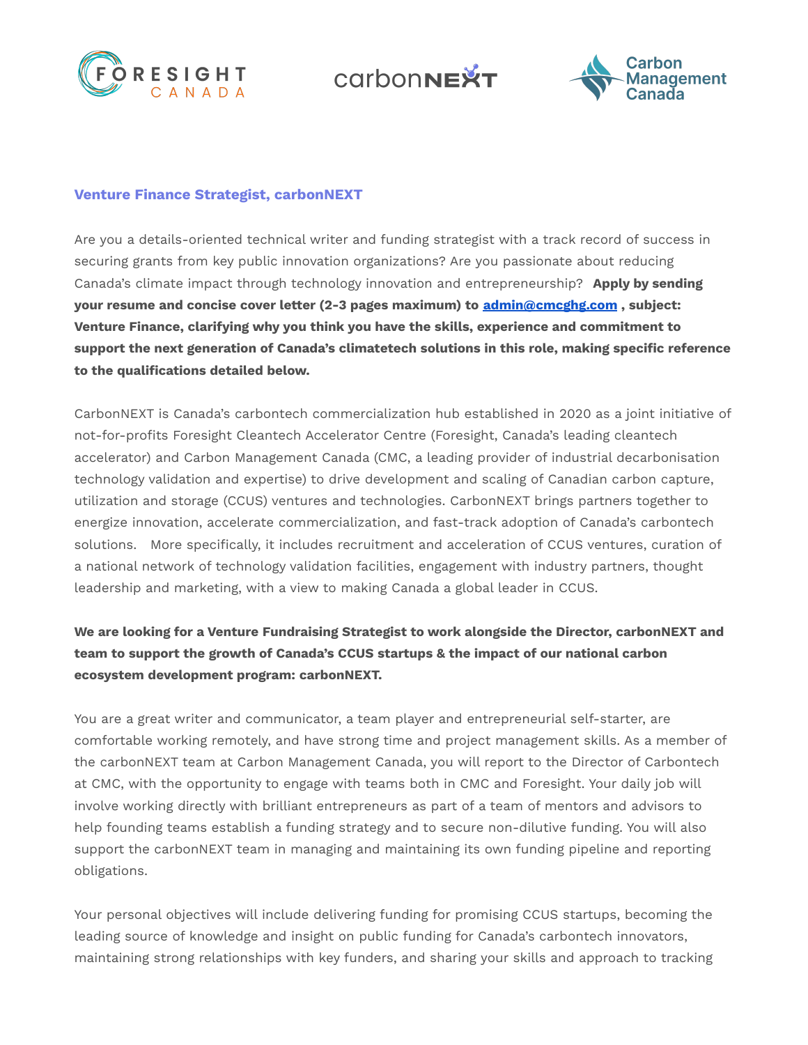## Venture Finance Strategist, carbonNEXT

Are you a details-oriented technical writer and funding strategist with a track record of success in securing grants from key public innovation organizations? Are you passionate about reducing Canada's climate impact through technology innovation and entrepreneurship? **Apply by sending your resume and concise cover letter (2-3 pages maximum) to [admin@cmcghg.com](mailto:admin@cmcghg.com) , subject: Venture Finance, clarifying why you think you have the skills, experience and commitment to support the next generation of Canada's climatetech solutions in this role, making specific reference to the qualifications detailed below.**

CarbonNEXT is Canada's carbontech commercialization hub established in 2020 as a joint initiative of not-for-profits Foresight Cleantech Accelerator Centre (Foresight, Canada's leading cleantech accelerator) and Carbon Management Canada (CMC, a leading provider of industrial decarbonisation technology validation and expertise) to drive development and scaling of Canadian carbon capture, utilization and storage (CCUS) ventures and technologies. CarbonNEXT brings partners together to energize innovation, accelerate commercialization, and fast-track adoption of Canada's carbontech solutions. More specifically, it includes recruitment and acceleration of CCUS ventures, curation of a national network of technology validation facilities, engagement with industry partners, thought leadership and marketing, with a view to making Canada a global leader in CCUS.

**We are looking for a Venture Fundraising Strategist to work alongside the Director, carbonNEXT and team to support the growth of Canada's CCUS startups & the impact of our national carbon ecosystem development program: carbonNEXT.**

You are a great writer and communicator, a team player and entrepreneurial self-starter, are comfortable working remotely, and have strong time and project management skills. As a member of the carbonNEXT team at Carbon Management Canada, you will report to the Director of Carbontech at CMC, with the opportunity to engage with teams both in CMC and Foresight. Your daily job will involve working directly with brilliant entrepreneurs as part of a team of mentors and advisors to help founding teams establish a funding strategy and to secure non-dilutive funding. You will also support the carbonNEXT team in managing and maintaining its own funding pipeline and reporting obligations.

Your personal objectives will include delivering funding for promising CCUS startups, becoming the leading source of knowledge and insight on public funding for Canada's carbontech innovators, maintaining strong relationships with key funders, and sharing your skills and approach to tracking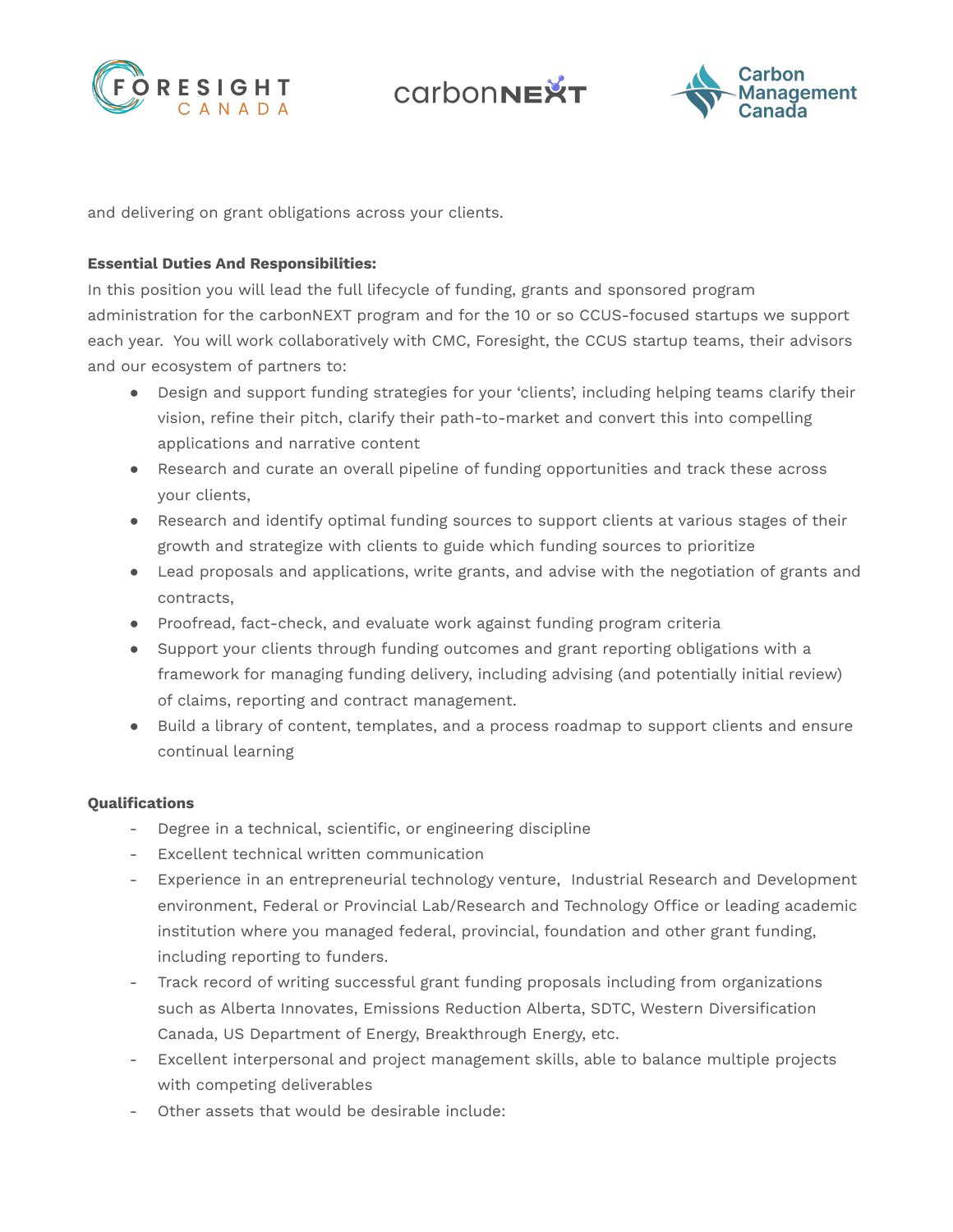and delivering on grant obligations across your clients.

**Essential Duties And Responsibilities:**

In this position you will lead the full lifecycle of funding, grants and sponsored program administration for the carbonNEXT program and for the 10 or so CCUS-focused startups we support each year. You will work collaboratively with CMC, Foresight, the CCUS startup teams, their advisors and our ecosystem of partners to:

- Design and support funding strategies for your 'clients', including helping teams clarify their vision, refine their pitch, clarify their path-to-market and convert this into compelling applications and narrative content
- Research and curate an overall pipeline of funding opportunities and track these across your clients,
- Research and identify optimal funding sources to support clients at various stages of their growth and strategize with clients to guide which funding sources to prioritize
- Lead proposals and applications, write grants, and advise with the negotiation of grants and contracts,
- Proofread, fact-check, and evaluate work against funding program criteria
- Support your clients through funding outcomes and grant reporting obligations with a framework for managing funding delivery, including advising (and potentially initial review) of claims, reporting and contract management.
- Build a library of content, templates, and a process roadmap to support clients and ensure continual learning

**Qualifications**

- Degree in a technical, scientific, or engineering discipline
- Excellent technical written communication
- Experience in an entrepreneurial technology venture, Industrial Research and Development environment, Federal or Provincial Lab/Research and Technology Office or leading academic institution where you managed federal, provincial, foundation and other grant funding, including reporting to funders.
- Track record of writing successful grant funding proposals including from organizations such as Alberta Innovates, Emissions Reduction Alberta, SDTC, Western Diversification Canada, US Department of Energy, Breakthrough Energy, etc.
- Excellent interpersonal and project management skills, able to balance multiple projects with competing deliverables
- Other assets that would be desirable include: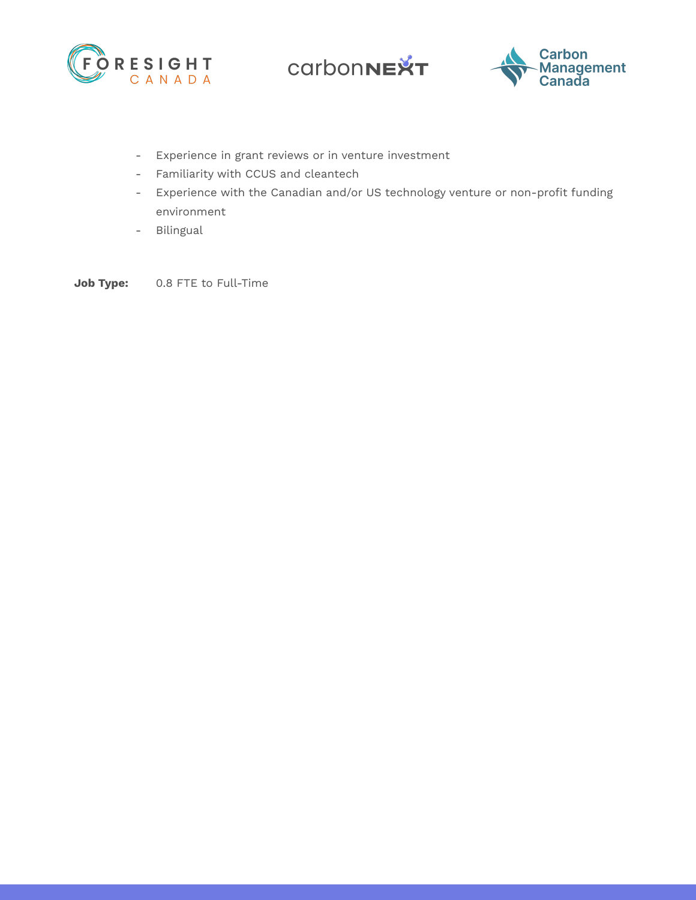- Experience in grant reviews or in venture investment
- Familiarity with CCUS and cleantech
- Experience with the Canadian and/or US technology venture or non-profit funding environment
- Bilingual

**Job Type:** 0.8 FTE to Full-Time